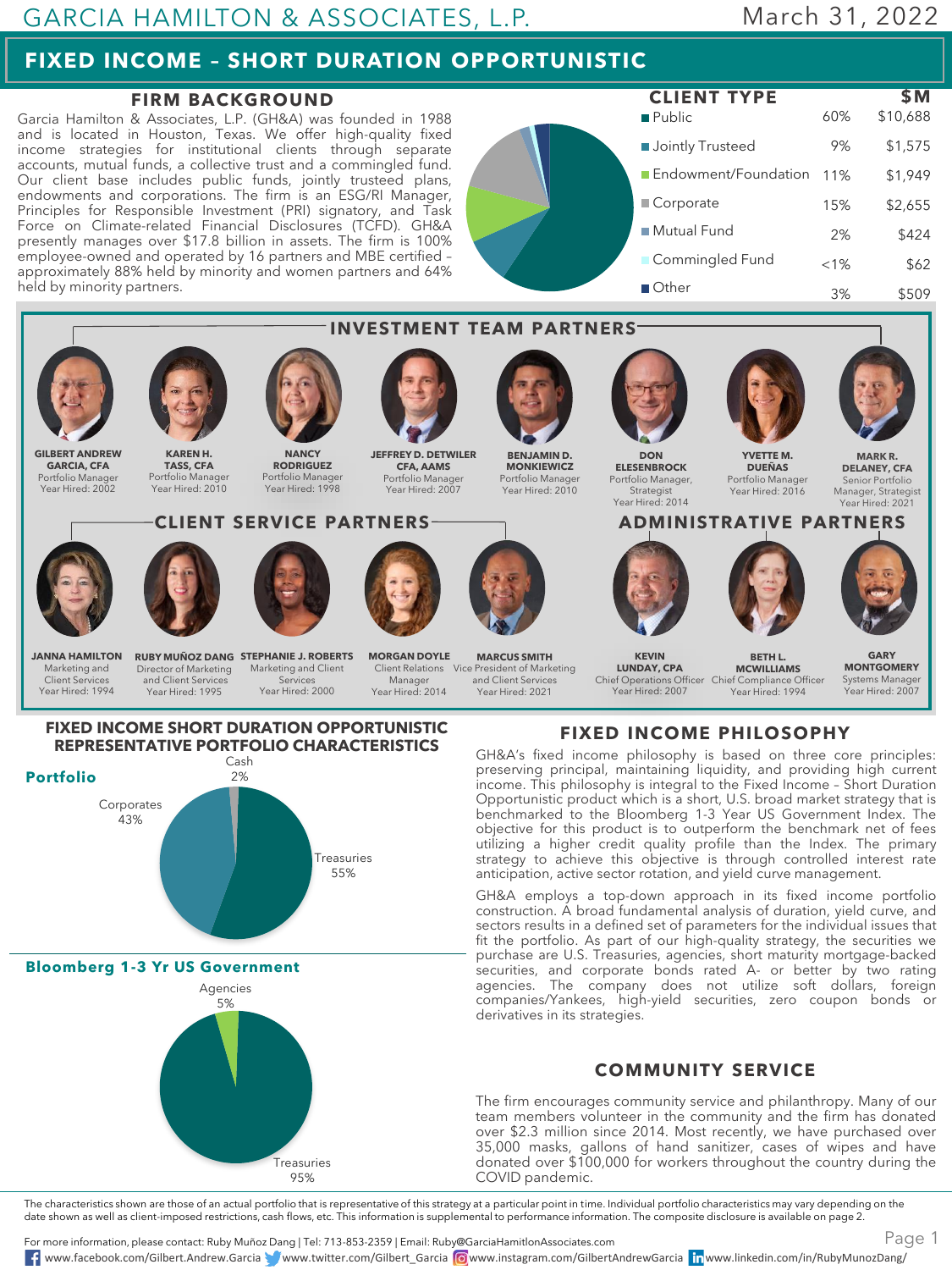# GARCIA HAMILTON & ASSOCIATES, L.P.

March 31, 2022

## FIXED INCOME – SHORT DURATION OPPORTUNISTIC

### FIRM BACKGROUND

Garcia Hamilton & Associates, L.P. (GH&A) was founded in 1988 and is located in Houston, Texas. We offer high-quality fixed income strategies for institutional clients through separate accounts, mutual funds, a collective trust and a commingled fund. Our client base includes public funds, jointly trusteed plans, endowments and corporations. The firm is an ESG/RI Manager, Principles for Responsible Investment (PRI) signatory, and Task Force on Climate-related Financial Disclosures (TCFD). GH&A presently manages over $17.8 billion in assets. The firm is 100% employee-owned and operated by 16 partners and MBE certified – approximately 88% held by minority and women partners and 64% held by minority partners.

### CLIENT TYPE

| Client Type | % | $M |
|---|---|---|
| Public | 60% | $10,688 |
| Jointly Trusteed | 9% | $1,575 |
| Endowment/Foundation | 11% | $1,949 |
| Corporate | 15% | $2,655 |
| Mutual Fund | 2% | $424 |
| Commingled Fund | <1% | $62 |
| Other | 3% | $509 |

### INVESTMENT TEAM PARTNERS

- **GILBERT ANDREW GARCIA, CFA** – Portfolio Manager, Year Hired: 2002
- **KAREN H. TASS, CFA** – Portfolio Manager, Year Hired: 2010
- **NANCY RODRIGUEZ** – Portfolio Manager, Year Hired: 1998
- **JEFFREY D. DETWILER CFA, AAMS** – Portfolio Manager, Year Hired: 2007
- **BENJAMIN D. MONKIEWICZ** – Portfolio Manager, Year Hired: 2010
- **DON ELESENBROCK** – Portfolio Manager, Strategist, Year Hired: 2014
- **YVETTE M. DUEÑAS** – Portfolio Manager, Year Hired: 2016
- **MARK R. DELANEY, CFA** – Senior Portfolio Manager, Strategist, Year Hired: 2021

### CLIENT SERVICE PARTNERS

- **JANNA HAMILTON** – Marketing and Client Services, Year Hired: 1994
- **RUBY MUÑOZ DANG** – Director of Marketing and Client Services, Year Hired: 1995
- **STEPHANIE J. ROBERTS** – Marketing and Client Services, Year Hired: 2000
- **MORGAN DOYLE** – Client Relations Manager, Year Hired: 2014
- **MARCUS SMITH** – Vice President of Marketing and Client Services, Year Hired: 2021

### ADMINISTRATIVE PARTNERS

- **KEVIN LUNDAY, CPA** – Chief Operations Officer, Year Hired: 2007
- **BETH L. MCWILLIAMS** – Chief Compliance Officer, Year Hired: 1994
- **GARY MONTGOMERY** – Systems Manager, Year Hired: 2007

### FIXED INCOME SHORT DURATION OPPORTUNISTIC REPRESENTATIVE PORTFOLIO CHARACTERISTICS

**Portfolio**

| Sector | % |
|---|---|
| Treasuries | 55% |
| Corporates | 43% |
| Cash | 2% |

**Bloomberg 1-3 Yr US Government**

| Sector | % |
|---|---|
| Treasuries | 95% |
| Agencies | 5% |

### FIXED INCOME PHILOSOPHY

GH&A's fixed income philosophy is based on three core principles: preserving principal, maintaining liquidity, and providing high current income. This philosophy is integral to the Fixed Income – Short Duration Opportunistic product which is a short, U.S. broad market strategy that is benchmarked to the Bloomberg 1-3 Year US Government Index. The objective for this product is to outperform the benchmark net of fees utilizing a higher credit quality profile than the Index. The primary strategy to achieve this objective is through controlled interest rate anticipation, active sector rotation, and yield curve management.

GH&A employs a top-down approach in its fixed income portfolio construction. A broad fundamental analysis of duration, yield curve, and sectors results in a defined set of parameters for the individual issues that fit the portfolio. As part of our high-quality strategy, the securities we purchase are U.S. Treasuries, agencies, short maturity mortgage-backed securities, and corporate bonds rated A- or better by two rating agencies. The company does not utilize soft dollars, foreign companies/Yankees, high-yield securities, zero coupon bonds or derivatives in its strategies.

### COMMUNITY SERVICE

The firm encourages community service and philanthropy. Many of our team members volunteer in the community and the firm has donated over $2.3 million since 2014. Most recently, we have purchased over 35,000 masks, gallons of hand sanitizer, cases of wipes and have donated over $100,000 for workers throughout the country during the COVID pandemic.

The characteristics shown are those of an actual portfolio that is representative of this strategy at a particular point in time. Individual portfolio characteristics may vary depending on the date shown as well as client-imposed restrictions, cash flows, etc. This information is supplemental to performance information. The composite disclosure is available on page 2.

For more information, please contact: Ruby Muñoz Dang | Tel: 713-853-2359 | Email: Ruby@GarciaHamiltonAssociates.com

www.facebook.com/Gilbert.Andrew.Garcia | www.twitter.com/Gilbert_Garcia | www.instagram.com/GilbertAndrewGarcia | www.linkedin.com/in/RubyMunozDang/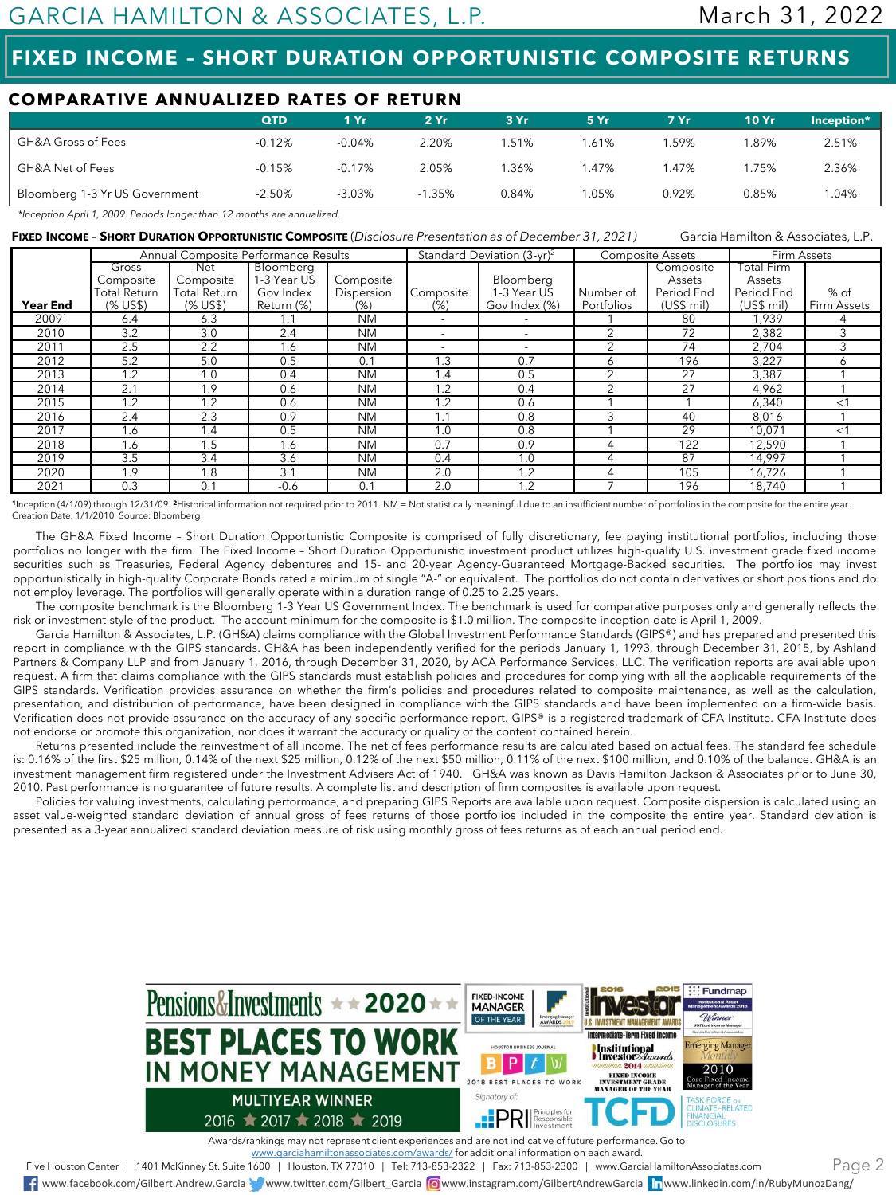GARCIA HAMILTON & ASSOCIATES, L.P.

March 31, 2022

# FIXED INCOME – SHORT DURATION OPPORTUNISTIC COMPOSITE RETURNS

## COMPARATIVE ANNUALIZED RATES OF RETURN

| | QTD | 1 Yr | 2 Yr | 3 Yr | 5 Yr | 7 Yr | 10 Yr | Inception* |
|---|---|---|---|---|---|---|---|---|
| GH&A Gross of Fees | -0.12% | -0.04% | 2.20% | 1.51% | 1.61% | 1.59% | 1.89% | 2.51% |
| GH&A Net of Fees | -0.15% | -0.17% | 2.05% | 1.36% | 1.47% | 1.47% | 1.75% | 2.36% |
| Bloomberg 1-3 Yr US Government | -2.50% | -3.03% | -1.35% | 0.84% | 1.05% | 0.92% | 0.85% | 1.04% |

*Inception April 1, 2009. Periods longer than 12 months are annualized.

**Fixed Income – Short Duration Opportunistic Composite** (*Disclosure Presentation as of December 31, 2021*) Garcia Hamilton & Associates, L.P.

| | Annual Composite Performance Results | | | | Standard Deviation (3-yr)[2] | | Composite Assets | | Firm Assets | |
|---|---|---|---|---|---|---|---|---|---|---|
| Year End | Gross Composite Total Return (% US$) | Net Composite Total Return (% US$) | Bloomberg 1-3 Year US Gov Index Return (%) | Composite Dispersion (%) | Composite (%) | Bloomberg 1-3 Year US Gov Index (%) | Number of Portfolios | Composite Assets Period End (US$ mil) | Total Firm Assets Period End (US$ mil) | % of Firm Assets |
| 2009[1] | 6.4 | 6.3 | 1.1 | NM | - | - | 1 | 80 | 1,939 | 4 |
| 2010 | 3.2 | 3.0 | 2.4 | NM | - | - | 2 | 72 | 2,382 | 3 |
| 2011 | 2.5 | 2.2 | 1.6 | NM | - | - | 2 | 74 | 2,704 | 3 |
| 2012 | 5.2 | 5.0 | 0.5 | 0.1 | 1.3 | 0.7 | 6 | 196 | 3,227 | 6 |
| 2013 | 1.2 | 1.0 | 0.4 | NM | 1.4 | 0.5 | 2 | 27 | 3,387 | 1 |
| 2014 | 2.1 | 1.9 | 0.6 | NM | 1.2 | 0.4 | 2 | 27 | 4,962 | 1 |
| 2015 | 1.2 | 1.2 | 0.6 | NM | 1.2 | 0.6 | 1 | 1 | 6,340 | <1 |
| 2016 | 2.4 | 2.3 | 0.9 | NM | 1.1 | 0.8 | 3 | 40 | 8,016 | 1 |
| 2017 | 1.6 | 1.4 | 0.5 | NM | 1.0 | 0.8 | 1 | 29 | 10,071 | <1 |
| 2018 | 1.6 | 1.5 | 1.6 | NM | 0.7 | 0.9 | 4 | 122 | 12,590 | 1 |
| 2019 | 3.5 | 3.4 | 3.6 | NM | 0.4 | 1.0 | 4 | 87 | 14,997 | 1 |
| 2020 | 1.9 | 1.8 | 3.1 | NM | 2.0 | 1.2 | 4 | 105 | 16,726 | 1 |
| 2021 | 0.3 | 0.1 | -0.6 | 0.1 | 2.0 | 1.2 | 7 | 196 | 18,740 | 1 |

[1]Inception (4/1/09) through 12/31/09. [2]Historical information not required prior to 2011. NM = Not statistically meaningful due to an insufficient number of portfolios in the composite for the entire year.
Creation Date: 1/1/2010 Source: Bloomberg

The GH&A Fixed Income – Short Duration Opportunistic Composite is comprised of fully discretionary, fee paying institutional portfolios, including those portfolios no longer with the firm. The Fixed Income – Short Duration Opportunistic investment product utilizes high-quality U.S. investment grade fixed income securities such as Treasuries, Federal Agency debentures and 15- and 20-year Agency-Guaranteed Mortgage-Backed securities. The portfolios may invest opportunistically in high-quality Corporate Bonds rated a minimum of single "A-" or equivalent. The portfolios do not contain derivatives or short positions and do not employ leverage. The portfolios will generally operate within a duration range of 0.25 to 2.25 years.

The composite benchmark is the Bloomberg 1-3 Year US Government Index. The benchmark is used for comparative purposes only and generally reflects the risk or investment style of the product. The account minimum for the composite is $1.0 million. The composite inception date is April 1, 2009.

Garcia Hamilton & Associates, L.P. (GH&A) claims compliance with the Global Investment Performance Standards (GIPS®) and has prepared and presented this report in compliance with the GIPS standards. GH&A has been independently verified for the periods January 1, 1993, through December 31, 2015, by Ashland Partners & Company LLP and from January 1, 2016, through December 31, 2020, by ACA Performance Services, LLC. The verification reports are available upon request. A firm that claims compliance with the GIPS standards must establish policies and procedures for complying with all the applicable requirements of the GIPS standards. Verification provides assurance on whether the firm's policies and procedures related to composite maintenance, as well as the calculation, presentation, and distribution of performance, have been designed in compliance with the GIPS standards and have been implemented on a firm-wide basis. Verification does not provide assurance on the accuracy of any specific performance report. GIPS® is a registered trademark of CFA Institute. CFA Institute does not endorse or promote this organization, nor does it warrant the accuracy or quality of the content contained herein.

Returns presented include the reinvestment of all income. The net of fees performance results are calculated based on actual fees. The standard fee schedule is: 0.16% of the first $25 million, 0.14% of the next $25 million, 0.12% of the next $50 million, 0.11% of the next $100 million, and 0.10% of the balance. GH&A is an investment management firm registered under the Investment Advisers Act of 1940. GH&A was known as Davis Hamilton Jackson & Associates prior to June 30, 2010. Past performance is no guarantee of future results. A complete list and description of firm composites is available upon request.

Policies for valuing investments, calculating performance, and preparing GIPS Reports are available upon request. Composite dispersion is calculated using an asset value-weighted standard deviation of annual gross of fees returns of those portfolios included in the composite the entire year. Standard deviation is presented as a 3-year annualized standard deviation measure of risk using monthly gross of fees returns as of each annual period end.

Awards/rankings may not represent client experiences and are not indicative of future performance. Go to www.garciahamiltonassociates.com/awards/ for additional information on each award.

Five Houston Center | 1401 McKinney St. Suite 1600 | Houston, TX 77010 | Tel: 713-853-2322 | Fax: 713-853-2300 | www.GarciaHamiltonAssociates.com

www.facebook.com/Gilbert.Andrew.Garcia www.twitter.com/Gilbert_Garcia www.instagram.com/GilbertAndrewGarcia www.linkedin.com/in/RubyMunozDang/